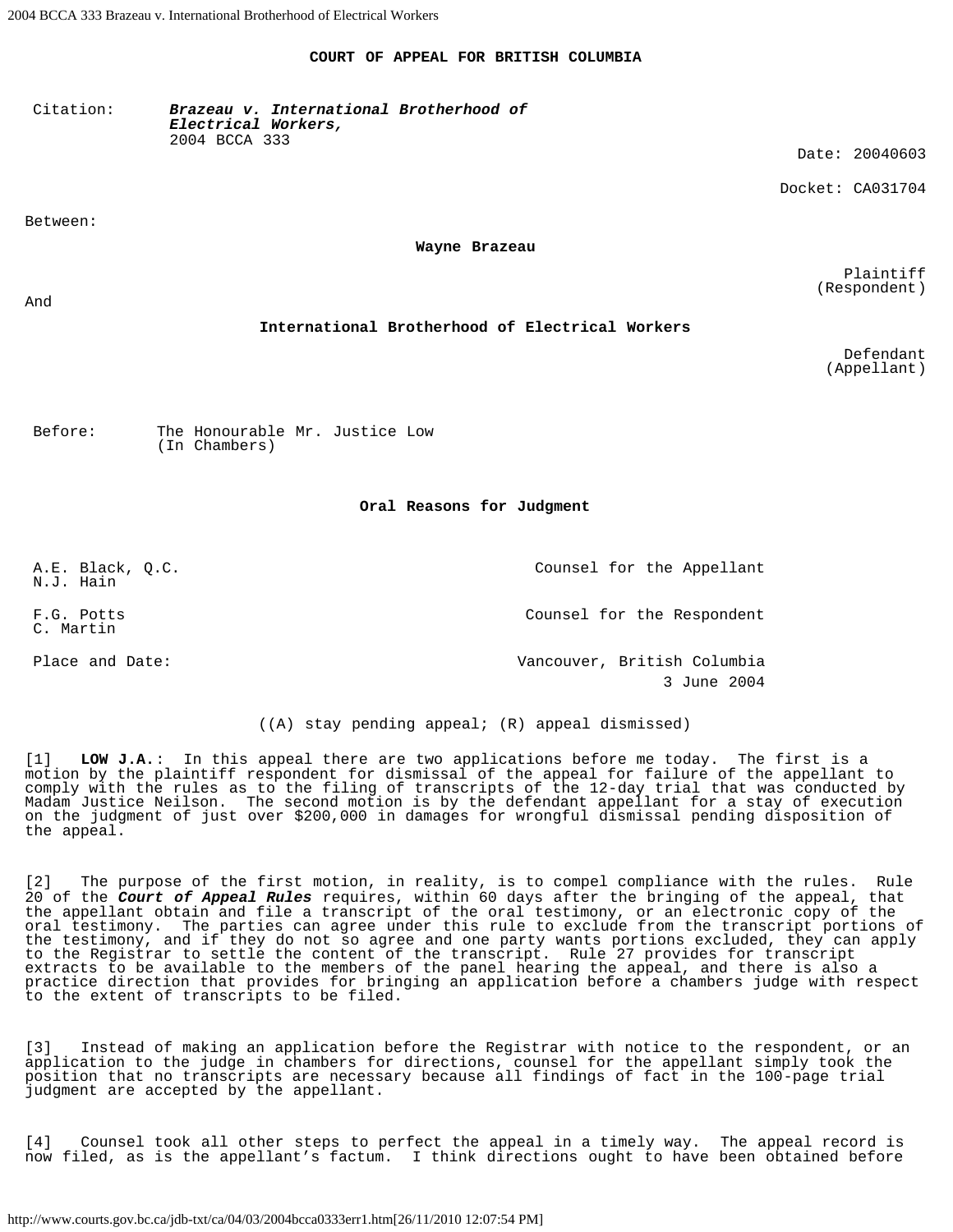**COURT OF APPEAL FOR BRITISH COLUMBIA**

| | | |
|---|---|---|
| Citation: | ***Brazeau v. International Brotherhood of Electrical Workers,*** 2004 BCCA 333 | Date: 20040603 |
| | | Docket: CA031704 |

Between:

**Wayne Brazeau**

Plaintiff (Respondent)

And

**International Brotherhood of Electrical Workers**

Defendant (Appellant)

Before: The Honourable Mr. Justice Low (In Chambers)

**Oral Reasons for Judgment**

| | |
|---|---|
| A.E. Black, Q.C. N.J. Hain | Counsel for the Appellant |
| F.G. Potts C. Martin | Counsel for the Respondent |
| Place and Date: | Vancouver, British Columbia 3 June 2004 |

((A) stay pending appeal; (R) appeal dismissed)

[1] **LOW J.A.**: In this appeal there are two applications before me today. The first is a motion by the plaintiff respondent for dismissal of the appeal for failure of the appellant to comply with the rules as to the filing of transcripts of the 12-day trial that was conducted by Madam Justice Neilson. The second motion is by the defendant appellant for a stay of execution on the judgment of just over $200,000 in damages for wrongful dismissal pending disposition of the appeal.

[2] The purpose of the first motion, in reality, is to compel compliance with the rules. Rule 20 of the ***Court of Appeal Rules*** requires, within 60 days after the bringing of the appeal, that the appellant obtain and file a transcript of the oral testimony, or an electronic copy of the oral testimony. The parties can agree under this rule to exclude from the transcript portions of the testimony, and if they do not so agree and one party wants portions excluded, they can apply to the Registrar to settle the content of the transcript. Rule 27 provides for transcript extracts to be available to the members of the panel hearing the appeal, and there is also a practice direction that provides for bringing an application before a chambers judge with respect to the extent of transcripts to be filed.

[3] Instead of making an application before the Registrar with notice to the respondent, or an application to the judge in chambers for directions, counsel for the appellant simply took the position that no transcripts are necessary because all findings of fact in the 100-page trial judgment are accepted by the appellant.

[4] Counsel took all other steps to perfect the appeal in a timely way. The appeal record is now filed, as is the appellant's factum. I think directions ought to have been obtained before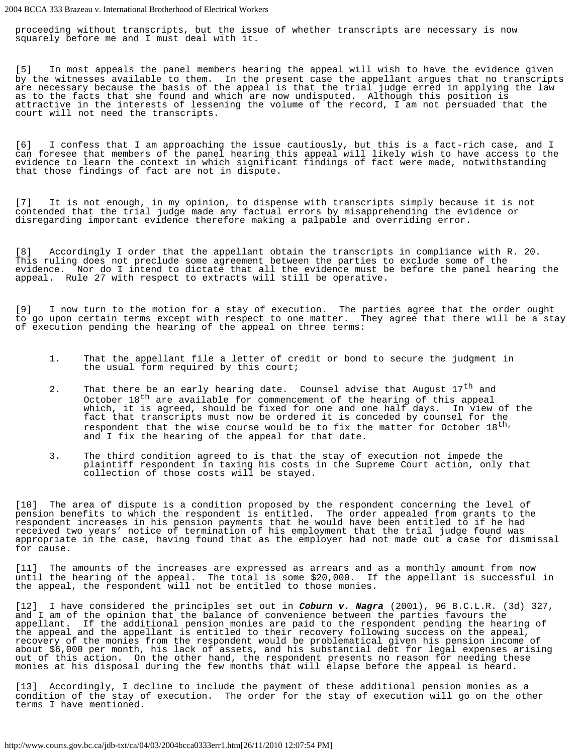proceeding without transcripts, but the issue of whether transcripts are necessary is now squarely before me and I must deal with it.

[5] In most appeals the panel members hearing the appeal will wish to have the evidence given by the witnesses available to them. In the present case the appellant argues that no transcripts are necessary because the basis of the appeal is that the trial judge erred in applying the law as to the facts that she found and which are now undisputed. Although this position is attractive in the interests of lessening the volume of the record, I am not persuaded that the court will not need the transcripts.

[6] I confess that I am approaching the issue cautiously, but this is a fact-rich case, and I can foresee that members of the panel hearing this appeal will likely wish to have access to the evidence to learn the context in which significant findings of fact were made, notwithstanding that those findings of fact are not in dispute.

[7] It is not enough, in my opinion, to dispense with transcripts simply because it is not contended that the trial judge made any factual errors by misapprehending the evidence or disregarding important evidence therefore making a palpable and overriding error.

[8] Accordingly I order that the appellant obtain the transcripts in compliance with R. 20. This ruling does not preclude some agreement between the parties to exclude some of the evidence. Nor do I intend to dictate that all the evidence must be before the panel hearing the appeal. Rule 27 with respect to extracts will still be operative.

[9] I now turn to the motion for a stay of execution. The parties agree that the order ought to go upon certain terms except with respect to one matter. They agree that there will be a stay of execution pending the hearing of the appeal on three terms:

1. That the appellant file a letter of credit or bond to secure the judgment in the usual form required by this court;
2. That there be an early hearing date. Counsel advise that August 17th and October 18th are available for commencement of the hearing of this appeal which, it is agreed, should be fixed for one and one half days. In view of the fact that transcripts must now be ordered it is conceded by counsel for the respondent that the wise course would be to fix the matter for October 18th, and I fix the hearing of the appeal for that date.
3. The third condition agreed to is that the stay of execution not impede the plaintiff respondent in taxing his costs in the Supreme Court action, only that collection of those costs will be stayed.

[10] The area of dispute is a condition proposed by the respondent concerning the level of pension benefits to which the respondent is entitled. The order appealed from grants to the respondent increases in his pension payments that he would have been entitled to if he had received two years' notice of termination of his employment that the trial judge found was appropriate in the case, having found that as the employer had not made out a case for dismissal for cause.

[11] The amounts of the increases are expressed as arrears and as a monthly amount from now until the hearing of the appeal. The total is some $20,000. If the appellant is successful in the appeal, the respondent will not be entitled to those monies.

[12] I have considered the principles set out in ***Coburn v. Nagra*** (2001), 96 B.C.L.R. (3d) 327, and I am of the opinion that the balance of convenience between the parties favours the appellant. If the additional pension monies are paid to the respondent pending the hearing of the appeal and the appellant is entitled to their recovery following success on the appeal, recovery of the monies from the respondent would be problematical given his pension income of about $6,000 per month, his lack of assets, and his substantial debt for legal expenses arising out of this action. On the other hand, the respondent presents no reason for needing these monies at his disposal during the few months that will elapse before the appeal is heard.

[13] Accordingly, I decline to include the payment of these additional pension monies as a condition of the stay of execution. The order for the stay of execution will go on the other terms I have mentioned.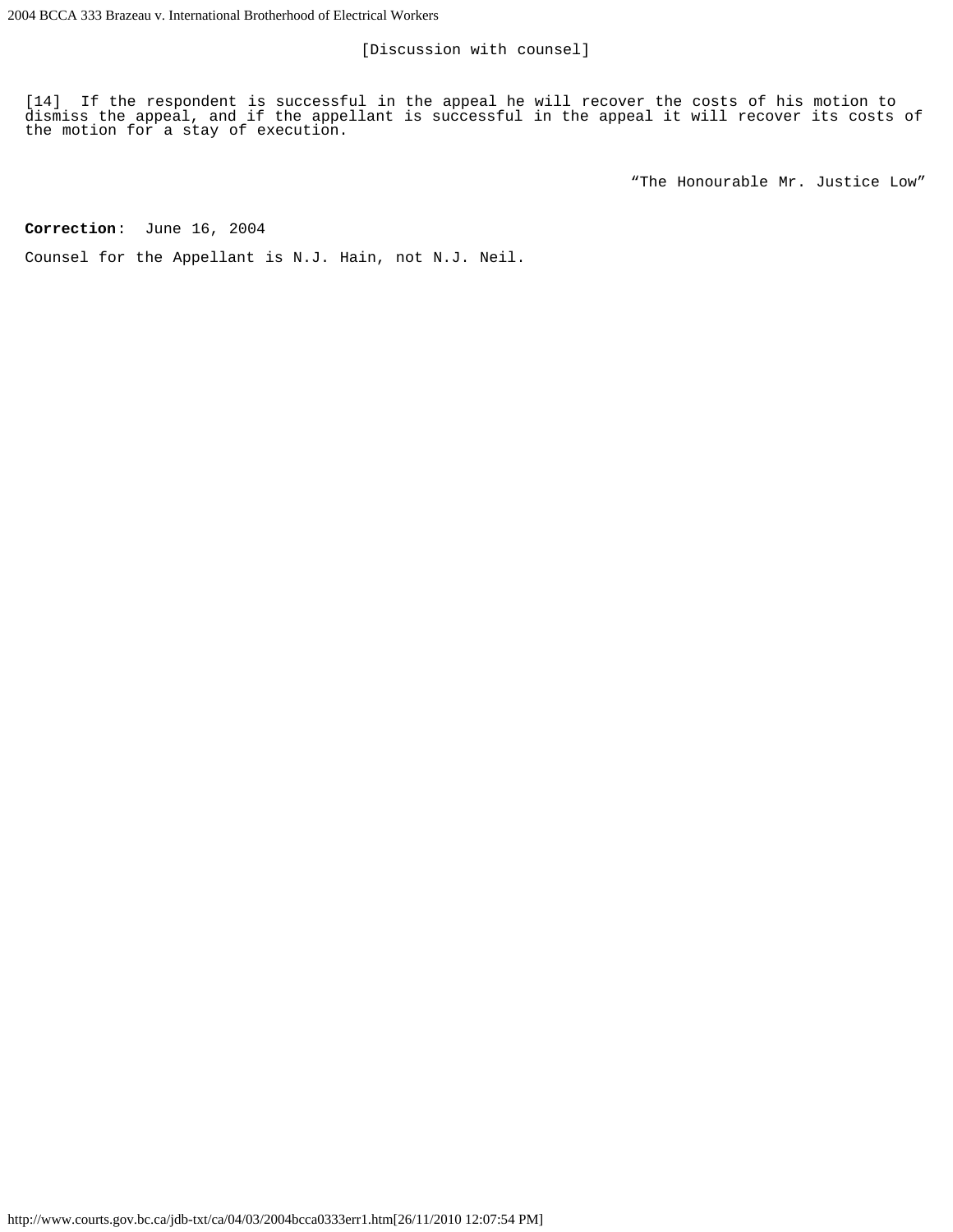[Discussion with counsel]

[14] If the respondent is successful in the appeal he will recover the costs of his motion to dismiss the appeal, and if the appellant is successful in the appeal it will recover its costs of the motion for a stay of execution.

"The Honourable Mr. Justice Low"

**Correction**: June 16, 2004

Counsel for the Appellant is N.J. Hain, not N.J. Neil.